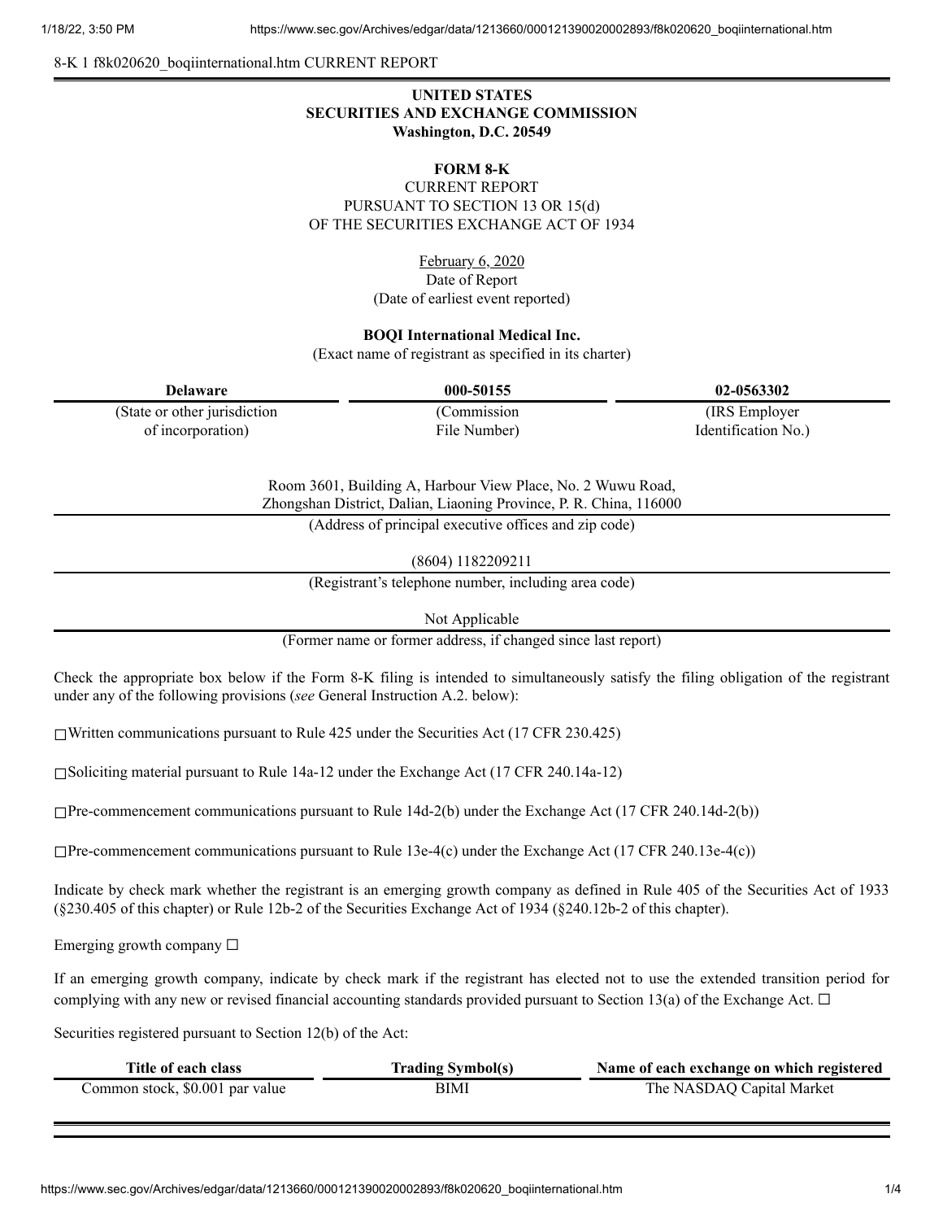8-K 1 f8k020620_boqiinternational.htm CURRENT REPORT

**UNITED STATES**
**SECURITIES AND EXCHANGE COMMISSION**
**Washington, D.C. 20549**

**FORM 8-K**

CURRENT REPORT
PURSUANT TO SECTION 13 OR 15(d)
OF THE SECURITIES EXCHANGE ACT OF 1934

February 6, 2020
Date of Report
(Date of earliest event reported)

**BOQI International Medical Inc.**
(Exact name of registrant as specified in its charter)

| **Delaware** | **000-50155** | **02-0563302** |
|---|---|---|
| (State or other jurisdiction of incorporation) | (Commission File Number) | (IRS Employer Identification No.) |

Room 3601, Building A, Harbour View Place, No. 2 Wuwu Road,
Zhongshan District, Dalian, Liaoning Province, P. R. China, 116000
(Address of principal executive offices and zip code)

(8604) 1182209211
(Registrant's telephone number, including area code)

Not Applicable
(Former name or former address, if changed since last report)

Check the appropriate box below if the Form 8-K filing is intended to simultaneously satisfy the filing obligation of the registrant under any of the following provisions (*see* General Instruction A.2. below):

☐ Written communications pursuant to Rule 425 under the Securities Act (17 CFR 230.425)

☐ Soliciting material pursuant to Rule 14a-12 under the Exchange Act (17 CFR 240.14a-12)

☐ Pre-commencement communications pursuant to Rule 14d-2(b) under the Exchange Act (17 CFR 240.14d-2(b))

☐ Pre-commencement communications pursuant to Rule 13e-4(c) under the Exchange Act (17 CFR 240.13e-4(c))

Indicate by check mark whether the registrant is an emerging growth company as defined in Rule 405 of the Securities Act of 1933 (§230.405 of this chapter) or Rule 12b-2 of the Securities Exchange Act of 1934 (§240.12b-2 of this chapter).

Emerging growth company ☐

If an emerging growth company, indicate by check mark if the registrant has elected not to use the extended transition period for complying with any new or revised financial accounting standards provided pursuant to Section 13(a) of the Exchange Act. ☐

Securities registered pursuant to Section 12(b) of the Act:

| Title of each class | Trading Symbol(s) | Name of each exchange on which registered |
|---|---|---|
| Common stock, $0.001 par value | BIMI | The NASDAQ Capital Market |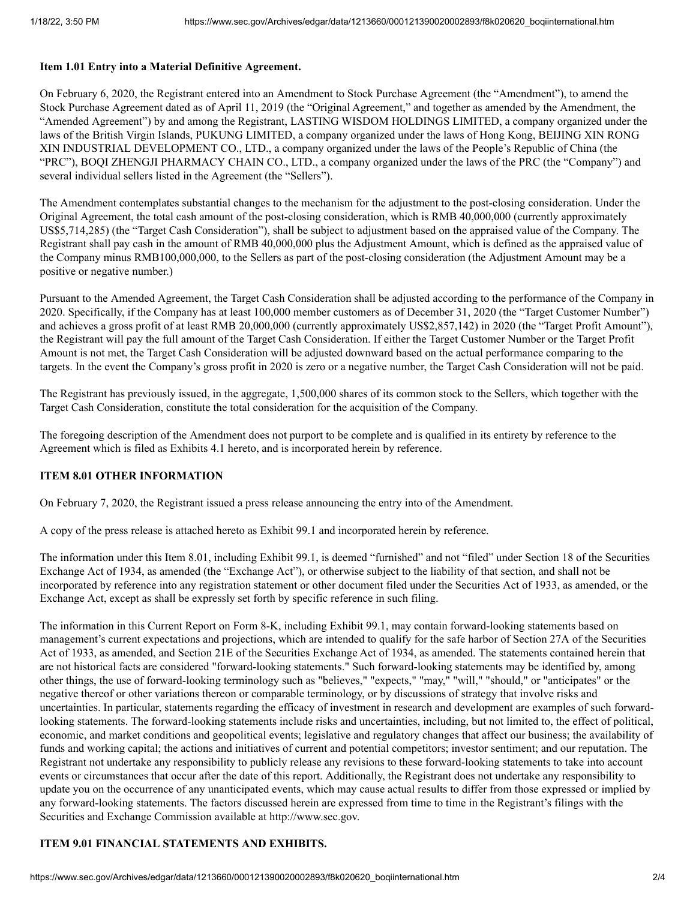**Item 1.01 Entry into a Material Definitive Agreement.**

On February 6, 2020, the Registrant entered into an Amendment to Stock Purchase Agreement (the "Amendment"), to amend the Stock Purchase Agreement dated as of April 11, 2019 (the "Original Agreement," and together as amended by the Amendment, the "Amended Agreement") by and among the Registrant, LASTING WISDOM HOLDINGS LIMITED, a company organized under the laws of the British Virgin Islands, PUKUNG LIMITED, a company organized under the laws of Hong Kong, BEIJING XIN RONG XIN INDUSTRIAL DEVELOPMENT CO., LTD., a company organized under the laws of the People's Republic of China (the "PRC"), BOQI ZHENGJI PHARMACY CHAIN CO., LTD., a company organized under the laws of the PRC (the "Company") and several individual sellers listed in the Agreement (the "Sellers").

The Amendment contemplates substantial changes to the mechanism for the adjustment to the post-closing consideration. Under the Original Agreement, the total cash amount of the post-closing consideration, which is RMB 40,000,000 (currently approximately US$5,714,285) (the "Target Cash Consideration"), shall be subject to adjustment based on the appraised value of the Company. The Registrant shall pay cash in the amount of RMB 40,000,000 plus the Adjustment Amount, which is defined as the appraised value of the Company minus RMB100,000,000, to the Sellers as part of the post-closing consideration (the Adjustment Amount may be a positive or negative number.)

Pursuant to the Amended Agreement, the Target Cash Consideration shall be adjusted according to the performance of the Company in 2020. Specifically, if the Company has at least 100,000 member customers as of December 31, 2020 (the "Target Customer Number") and achieves a gross profit of at least RMB 20,000,000 (currently approximately US$2,857,142) in 2020 (the "Target Profit Amount"), the Registrant will pay the full amount of the Target Cash Consideration. If either the Target Customer Number or the Target Profit Amount is not met, the Target Cash Consideration will be adjusted downward based on the actual performance comparing to the targets. In the event the Company's gross profit in 2020 is zero or a negative number, the Target Cash Consideration will not be paid.

The Registrant has previously issued, in the aggregate, 1,500,000 shares of its common stock to the Sellers, which together with the Target Cash Consideration, constitute the total consideration for the acquisition of the Company.

The foregoing description of the Amendment does not purport to be complete and is qualified in its entirety by reference to the Agreement which is filed as Exhibits 4.1 hereto, and is incorporated herein by reference.

**ITEM 8.01 OTHER INFORMATION**

On February 7, 2020, the Registrant issued a press release announcing the entry into of the Amendment.

A copy of the press release is attached hereto as Exhibit 99.1 and incorporated herein by reference.

The information under this Item 8.01, including Exhibit 99.1, is deemed "furnished" and not "filed" under Section 18 of the Securities Exchange Act of 1934, as amended (the "Exchange Act"), or otherwise subject to the liability of that section, and shall not be incorporated by reference into any registration statement or other document filed under the Securities Act of 1933, as amended, or the Exchange Act, except as shall be expressly set forth by specific reference in such filing.

The information in this Current Report on Form 8-K, including Exhibit 99.1, may contain forward-looking statements based on management's current expectations and projections, which are intended to qualify for the safe harbor of Section 27A of the Securities Act of 1933, as amended, and Section 21E of the Securities Exchange Act of 1934, as amended. The statements contained herein that are not historical facts are considered "forward-looking statements." Such forward-looking statements may be identified by, among other things, the use of forward-looking terminology such as "believes," "expects," "may," "will," "should," or "anticipates" or the negative thereof or other variations thereon or comparable terminology, or by discussions of strategy that involve risks and uncertainties. In particular, statements regarding the efficacy of investment in research and development are examples of such forward-looking statements. The forward-looking statements include risks and uncertainties, including, but not limited to, the effect of political, economic, and market conditions and geopolitical events; legislative and regulatory changes that affect our business; the availability of funds and working capital; the actions and initiatives of current and potential competitors; investor sentiment; and our reputation. The Registrant not undertake any responsibility to publicly release any revisions to these forward-looking statements to take into account events or circumstances that occur after the date of this report. Additionally, the Registrant does not undertake any responsibility to update you on the occurrence of any unanticipated events, which may cause actual results to differ from those expressed or implied by any forward-looking statements. The factors discussed herein are expressed from time to time in the Registrant's filings with the Securities and Exchange Commission available at http://www.sec.gov.

**ITEM 9.01 FINANCIAL STATEMENTS AND EXHIBITS.**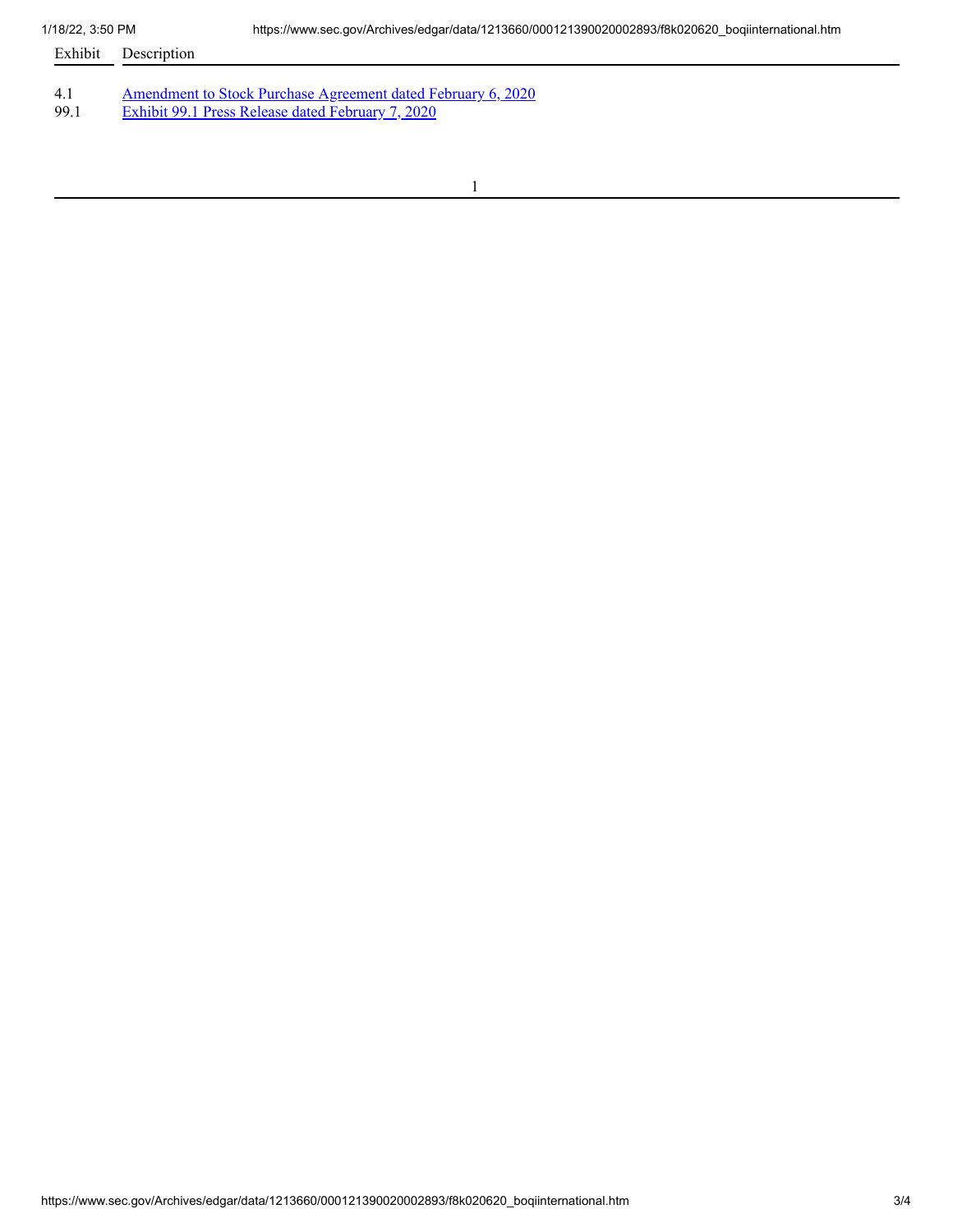| Exhibit | Description |
| --- | --- |
| 4.1 | Amendment to Stock Purchase Agreement dated February 6, 2020 |
| 99.1 | Exhibit 99.1 Press Release dated February 7, 2020 |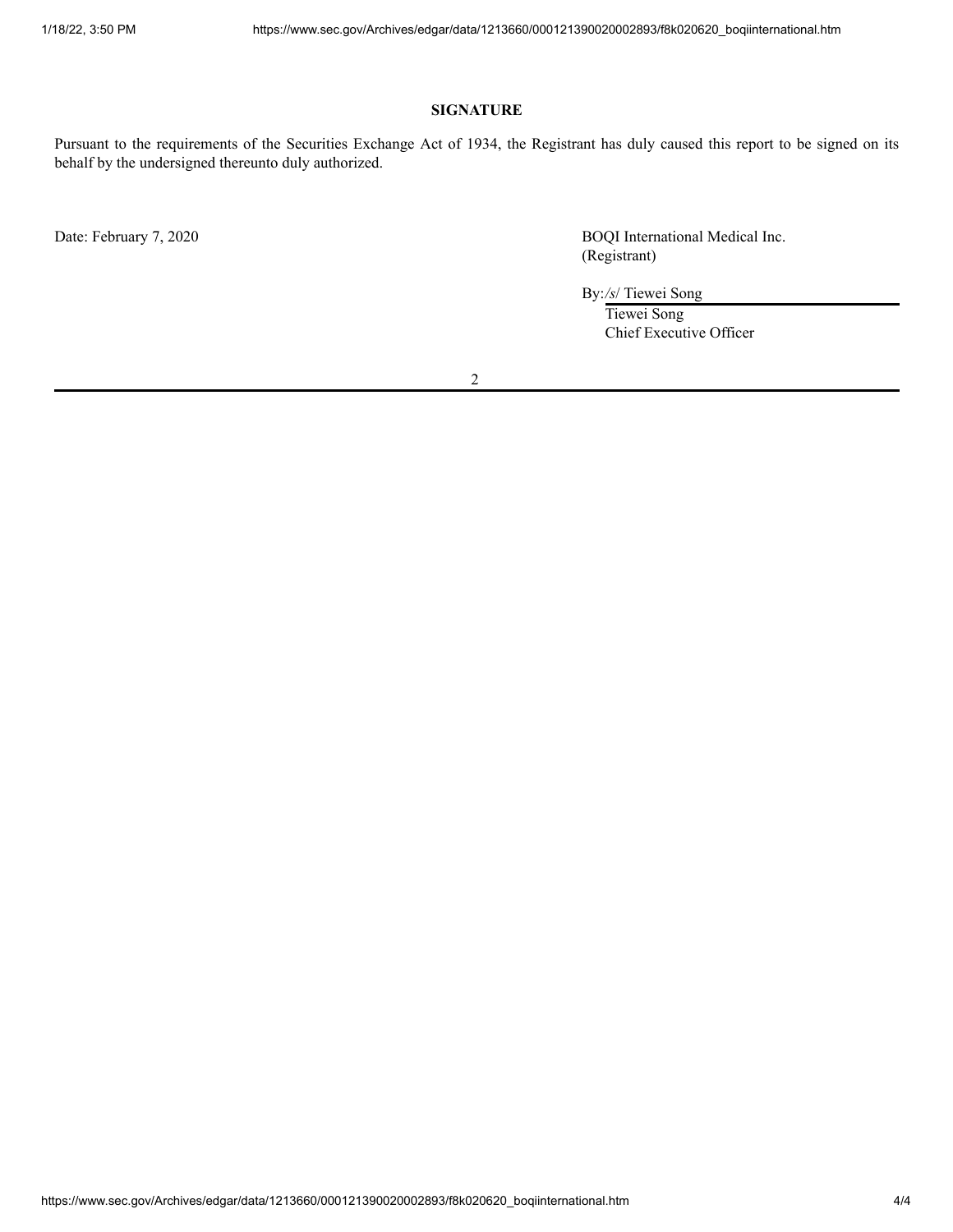## SIGNATURE

Pursuant to the requirements of the Securities Exchange Act of 1934, the Registrant has duly caused this report to be signed on its behalf by the undersigned thereunto duly authorized.

Date: February 7, 2020

BOQI International Medical Inc.
(Registrant)

By: */s/* Tiewei Song
Tiewei Song
Chief Executive Officer